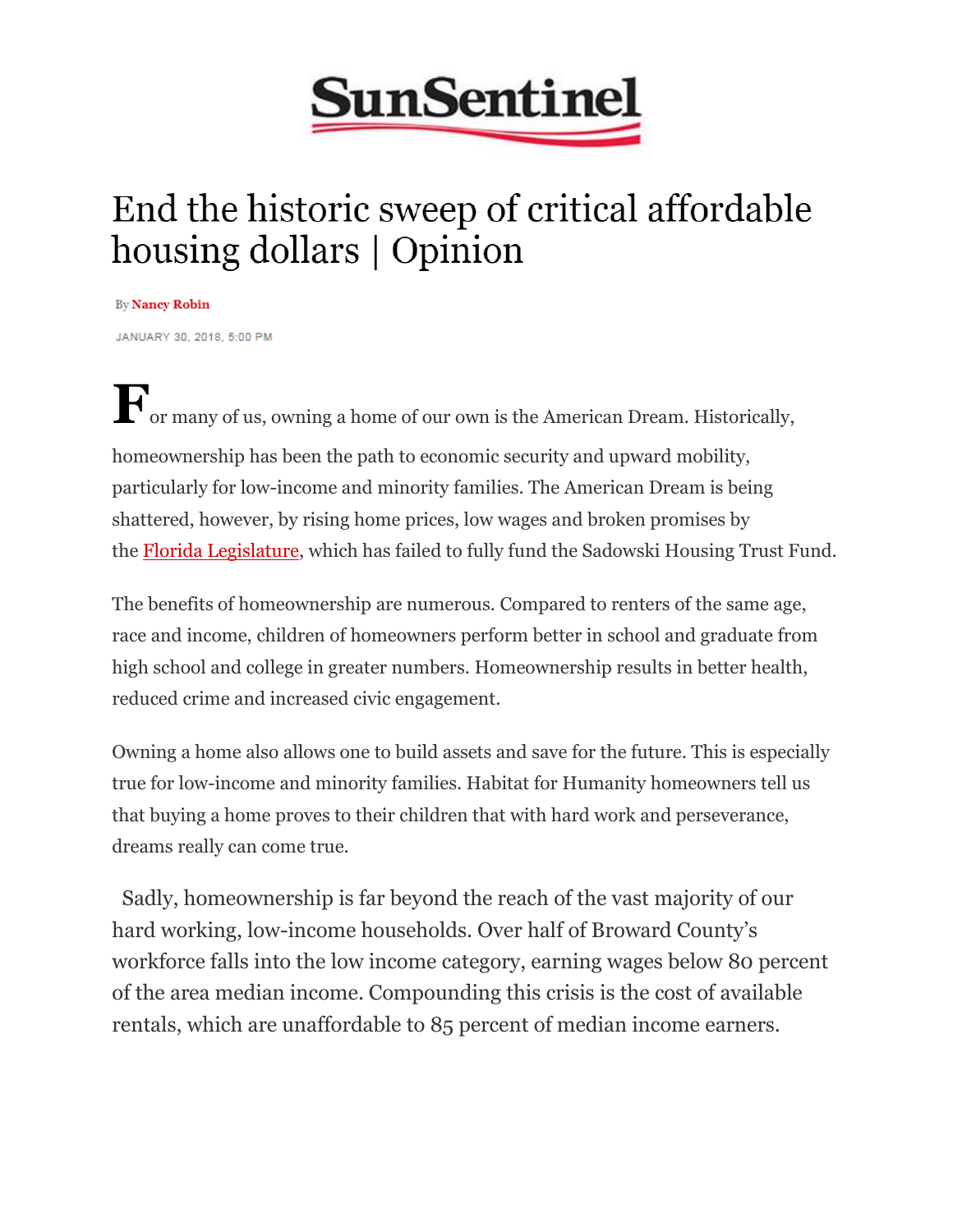SunSentinel

# End the historic sweep of critical affordable housing dollars | Opinion

By Nancy Robin

JANUARY 30, 2018, 5:00 PM

For many of us, owning a home of our own is the American Dream. Historically, homeownership has been the path to economic security and upward mobility, particularly for low-income and minority families. The American Dream is being shattered, however, by rising home prices, low wages and broken promises by the Florida Legislature, which has failed to fully fund the Sadowski Housing Trust Fund.

The benefits of homeownership are numerous. Compared to renters of the same age, race and income, children of homeowners perform better in school and graduate from high school and college in greater numbers. Homeownership results in better health, reduced crime and increased civic engagement.

Owning a home also allows one to build assets and save for the future. This is especially true for low-income and minority families. Habitat for Humanity homeowners tell us that buying a home proves to their children that with hard work and perseverance, dreams really can come true.

Sadly, homeownership is far beyond the reach of the vast majority of our hard working, low-income households. Over half of Broward County's workforce falls into the low income category, earning wages below 80 percent of the area median income. Compounding this crisis is the cost of available rentals, which are unaffordable to 85 percent of median income earners.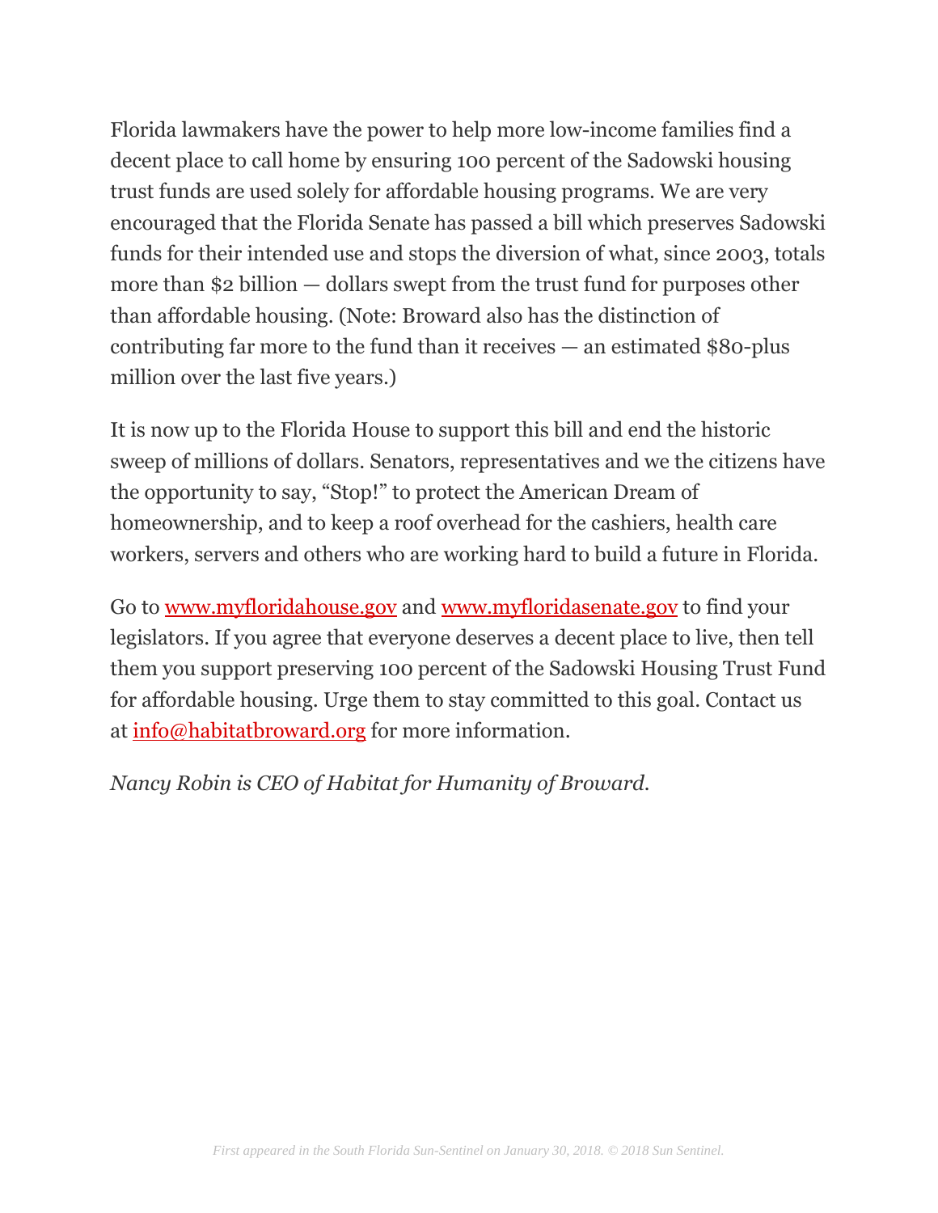Florida lawmakers have the power to help more low-income families find a decent place to call home by ensuring 100 percent of the Sadowski housing trust funds are used solely for affordable housing programs. We are very encouraged that the Florida Senate has passed a bill which preserves Sadowski funds for their intended use and stops the diversion of what, since 2003, totals more than $2 billion — dollars swept from the trust fund for purposes other than affordable housing. (Note: Broward also has the distinction of contributing far more to the fund than it receives — an estimated $80-plus million over the last five years.)

It is now up to the Florida House to support this bill and end the historic sweep of millions of dollars. Senators, representatives and we the citizens have the opportunity to say, "Stop!" to protect the American Dream of homeownership, and to keep a roof overhead for the cashiers, health care workers, servers and others who are working hard to build a future in Florida.

Go to [www.myfloridahouse.gov](http://www.myfloridahouse.gov) and [www.myfloridasenate.gov](http://www.myfloridasenate.gov) to find your legislators. If you agree that everyone deserves a decent place to live, then tell them you support preserving 100 percent of the Sadowski Housing Trust Fund for affordable housing. Urge them to stay committed to this goal. Contact us at [info@habitatbroward.org](mailto:info@habitatbroward.org) for more information.

*Nancy Robin is CEO of Habitat for Humanity of Broward.*

*First appeared in the South Florida Sun-Sentinel on January 30, 2018. © 2018 Sun Sentinel.*